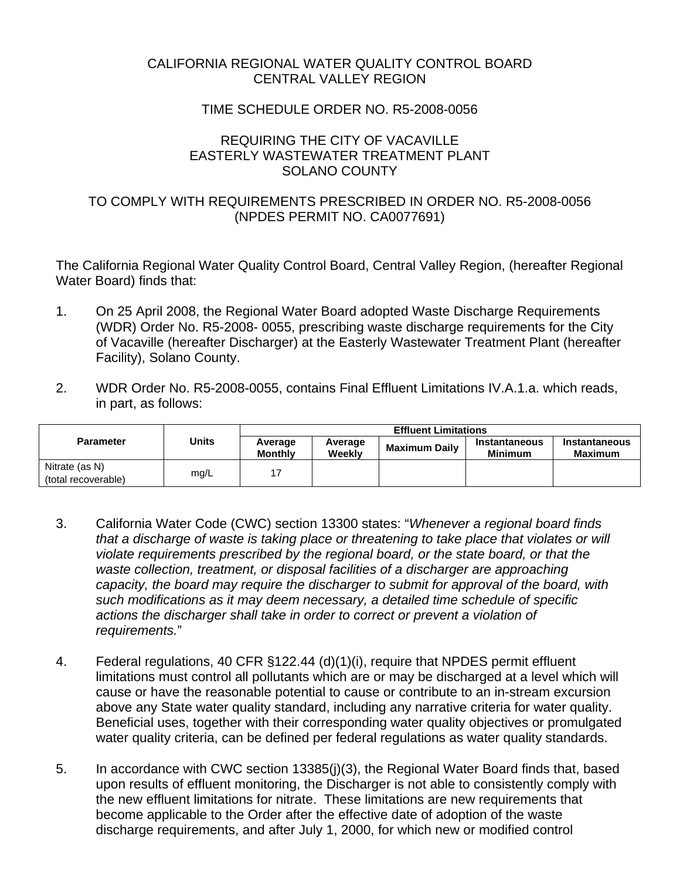CALIFORNIA REGIONAL WATER QUALITY CONTROL BOARD
CENTRAL VALLEY REGION

TIME SCHEDULE ORDER NO. R5-2008-0056

REQUIRING THE CITY OF VACAVILLE
EASTERLY WASTEWATER TREATMENT PLANT
SOLANO COUNTY

TO COMPLY WITH REQUIREMENTS PRESCRIBED IN ORDER NO. R5-2008-0056
(NPDES PERMIT NO. CA0077691)

The California Regional Water Quality Control Board, Central Valley Region, (hereafter Regional Water Board) finds that:

1. On 25 April 2008, the Regional Water Board adopted Waste Discharge Requirements (WDR) Order No. R5-2008- 0055, prescribing waste discharge requirements for the City of Vacaville (hereafter Discharger) at the Easterly Wastewater Treatment Plant (hereafter Facility), Solano County.

2. WDR Order No. R5-2008-0055, contains Final Effluent Limitations IV.A.1.a. which reads, in part, as follows:

| Parameter | Units | Effluent Limitations | | | | |
|---|---|---|---|---|---|---|
| | | Average Monthly | Average Weekly | Maximum Daily | Instantaneous Minimum | Instantaneous Maximum |
| Nitrate (as N) (total recoverable) | mg/L | 17 | | | | |

3. California Water Code (CWC) section 13300 states: "*Whenever a regional board finds that a discharge of waste is taking place or threatening to take place that violates or will violate requirements prescribed by the regional board, or the state board, or that the waste collection, treatment, or disposal facilities of a discharger are approaching capacity, the board may require the discharger to submit for approval of the board, with such modifications as it may deem necessary, a detailed time schedule of specific actions the discharger shall take in order to correct or prevent a violation of requirements.*"

4. Federal regulations, 40 CFR §122.44 (d)(1)(i), require that NPDES permit effluent limitations must control all pollutants which are or may be discharged at a level which will cause or have the reasonable potential to cause or contribute to an in-stream excursion above any State water quality standard, including any narrative criteria for water quality. Beneficial uses, together with their corresponding water quality objectives or promulgated water quality criteria, can be defined per federal regulations as water quality standards.

5. In accordance with CWC section 13385(j)(3), the Regional Water Board finds that, based upon results of effluent monitoring, the Discharger is not able to consistently comply with the new effluent limitations for nitrate. These limitations are new requirements that become applicable to the Order after the effective date of adoption of the waste discharge requirements, and after July 1, 2000, for which new or modified control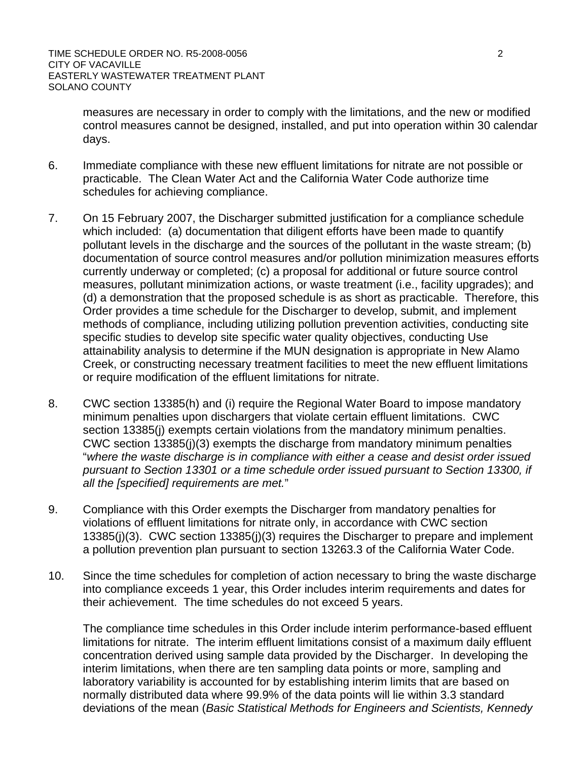measures are necessary in order to comply with the limitations, and the new or modified control measures cannot be designed, installed, and put into operation within 30 calendar days.

6. Immediate compliance with these new effluent limitations for nitrate are not possible or practicable. The Clean Water Act and the California Water Code authorize time schedules for achieving compliance.

7. On 15 February 2007, the Discharger submitted justification for a compliance schedule which included: (a) documentation that diligent efforts have been made to quantify pollutant levels in the discharge and the sources of the pollutant in the waste stream; (b) documentation of source control measures and/or pollution minimization measures efforts currently underway or completed; (c) a proposal for additional or future source control measures, pollutant minimization actions, or waste treatment (i.e., facility upgrades); and (d) a demonstration that the proposed schedule is as short as practicable. Therefore, this Order provides a time schedule for the Discharger to develop, submit, and implement methods of compliance, including utilizing pollution prevention activities, conducting site specific studies to develop site specific water quality objectives, conducting Use attainability analysis to determine if the MUN designation is appropriate in New Alamo Creek, or constructing necessary treatment facilities to meet the new effluent limitations or require modification of the effluent limitations for nitrate.

8. CWC section 13385(h) and (i) require the Regional Water Board to impose mandatory minimum penalties upon dischargers that violate certain effluent limitations. CWC section 13385(j) exempts certain violations from the mandatory minimum penalties. CWC section 13385(j)(3) exempts the discharge from mandatory minimum penalties "*where the waste discharge is in compliance with either a cease and desist order issued pursuant to Section 13301 or a time schedule order issued pursuant to Section 13300, if all the [specified] requirements are met.*"

9. Compliance with this Order exempts the Discharger from mandatory penalties for violations of effluent limitations for nitrate only, in accordance with CWC section 13385(j)(3). CWC section 13385(j)(3) requires the Discharger to prepare and implement a pollution prevention plan pursuant to section 13263.3 of the California Water Code.

10. Since the time schedules for completion of action necessary to bring the waste discharge into compliance exceeds 1 year, this Order includes interim requirements and dates for their achievement. The time schedules do not exceed 5 years.

    The compliance time schedules in this Order include interim performance-based effluent limitations for nitrate. The interim effluent limitations consist of a maximum daily effluent concentration derived using sample data provided by the Discharger. In developing the interim limitations, when there are ten sampling data points or more, sampling and laboratory variability is accounted for by establishing interim limits that are based on normally distributed data where 99.9% of the data points will lie within 3.3 standard deviations of the mean (*Basic Statistical Methods for Engineers and Scientists, Kennedy*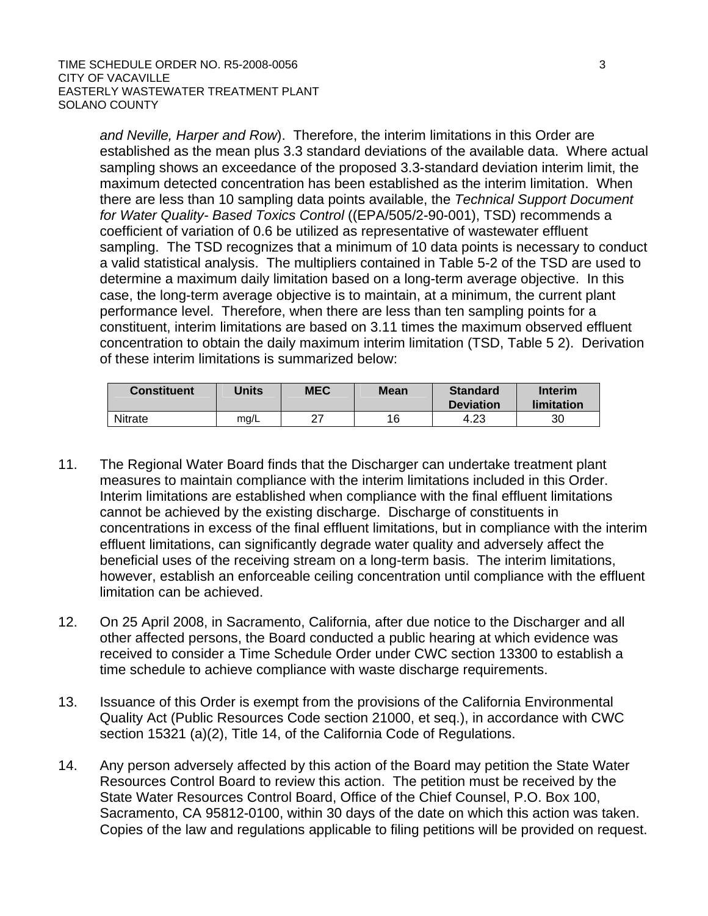and Neville, Harper and Row*). Therefore, the interim limitations in this Order are established as the mean plus 3.3 standard deviations of the available data. Where actual sampling shows an exceedance of the proposed 3.3-standard deviation interim limit, the maximum detected concentration has been established as the interim limitation. When there are less than 10 sampling data points available, the *Technical Support Document for Water Quality- Based Toxics Control* ((EPA/505/2-90-001), TSD) recommends a coefficient of variation of 0.6 be utilized as representative of wastewater effluent sampling. The TSD recognizes that a minimum of 10 data points is necessary to conduct a valid statistical analysis. The multipliers contained in Table 5-2 of the TSD are used to determine a maximum daily limitation based on a long-term average objective. In this case, the long-term average objective is to maintain, at a minimum, the current plant performance level. Therefore, when there are less than ten sampling points for a constituent, interim limitations are based on 3.11 times the maximum observed effluent concentration to obtain the daily maximum interim limitation (TSD, Table 5 2). Derivation of these interim limitations is summarized below:

| Constituent | Units | MEC | Mean | Standard Deviation | Interim limitation |
|---|---|---|---|---|---|
| Nitrate | mg/L | 27 | 16 | 4.23 | 30 |

11. The Regional Water Board finds that the Discharger can undertake treatment plant measures to maintain compliance with the interim limitations included in this Order. Interim limitations are established when compliance with the final effluent limitations cannot be achieved by the existing discharge. Discharge of constituents in concentrations in excess of the final effluent limitations, but in compliance with the interim effluent limitations, can significantly degrade water quality and adversely affect the beneficial uses of the receiving stream on a long-term basis. The interim limitations, however, establish an enforceable ceiling concentration until compliance with the effluent limitation can be achieved.

12. On 25 April 2008, in Sacramento, California, after due notice to the Discharger and all other affected persons, the Board conducted a public hearing at which evidence was received to consider a Time Schedule Order under CWC section 13300 to establish a time schedule to achieve compliance with waste discharge requirements.

13. Issuance of this Order is exempt from the provisions of the California Environmental Quality Act (Public Resources Code section 21000, et seq.), in accordance with CWC section 15321 (a)(2), Title 14, of the California Code of Regulations.

14. Any person adversely affected by this action of the Board may petition the State Water Resources Control Board to review this action. The petition must be received by the State Water Resources Control Board, Office of the Chief Counsel, P.O. Box 100, Sacramento, CA 95812-0100, within 30 days of the date on which this action was taken. Copies of the law and regulations applicable to filing petitions will be provided on request.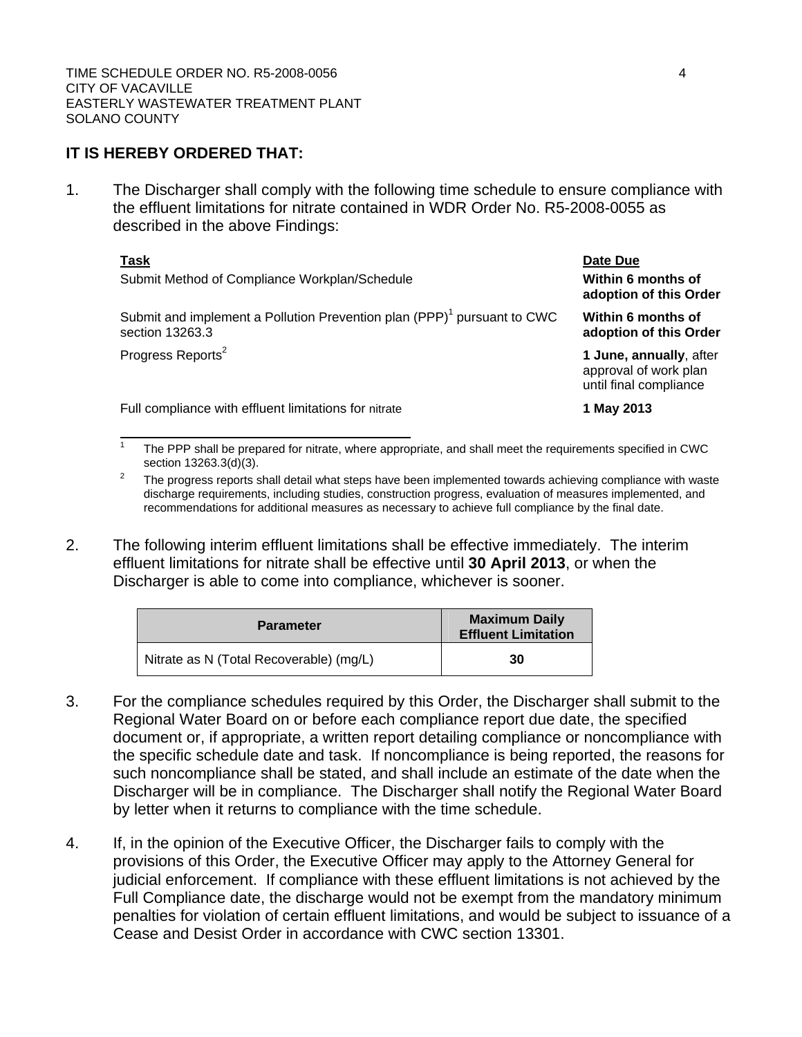**IT IS HEREBY ORDERED THAT:**

1. The Discharger shall comply with the following time schedule to ensure compliance with the effluent limitations for nitrate contained in WDR Order No. R5-2008-0055 as described in the above Findings:

| Task | Date Due |
|---|---|
| Submit Method of Compliance Workplan/Schedule | **Within 6 months of adoption of this Order** |
| Submit and implement a Pollution Prevention plan (PPP)[1] pursuant to CWC section 13263.3 | **Within 6 months of adoption of this Order** |
| Progress Reports[2] | **1 June, annually**, after approval of work plan until final compliance |
| Full compliance with effluent limitations for nitrate | **1 May 2013** |

[1] The PPP shall be prepared for nitrate, where appropriate, and shall meet the requirements specified in CWC section 13263.3(d)(3).

[2] The progress reports shall detail what steps have been implemented towards achieving compliance with waste discharge requirements, including studies, construction progress, evaluation of measures implemented, and recommendations for additional measures as necessary to achieve full compliance by the final date.

2. The following interim effluent limitations shall be effective immediately. The interim effluent limitations for nitrate shall be effective until **30 April 2013**, or when the Discharger is able to come into compliance, whichever is sooner.

| Parameter | Maximum Daily Effluent Limitation |
|---|---|
| Nitrate as N (Total Recoverable) (mg/L) | **30** |

3. For the compliance schedules required by this Order, the Discharger shall submit to the Regional Water Board on or before each compliance report due date, the specified document or, if appropriate, a written report detailing compliance or noncompliance with the specific schedule date and task. If noncompliance is being reported, the reasons for such noncompliance shall be stated, and shall include an estimate of the date when the Discharger will be in compliance. The Discharger shall notify the Regional Water Board by letter when it returns to compliance with the time schedule.

4. If, in the opinion of the Executive Officer, the Discharger fails to comply with the provisions of this Order, the Executive Officer may apply to the Attorney General for judicial enforcement. If compliance with these effluent limitations is not achieved by the Full Compliance date, the discharge would not be exempt from the mandatory minimum penalties for violation of certain effluent limitations, and would be subject to issuance of a Cease and Desist Order in accordance with CWC section 13301.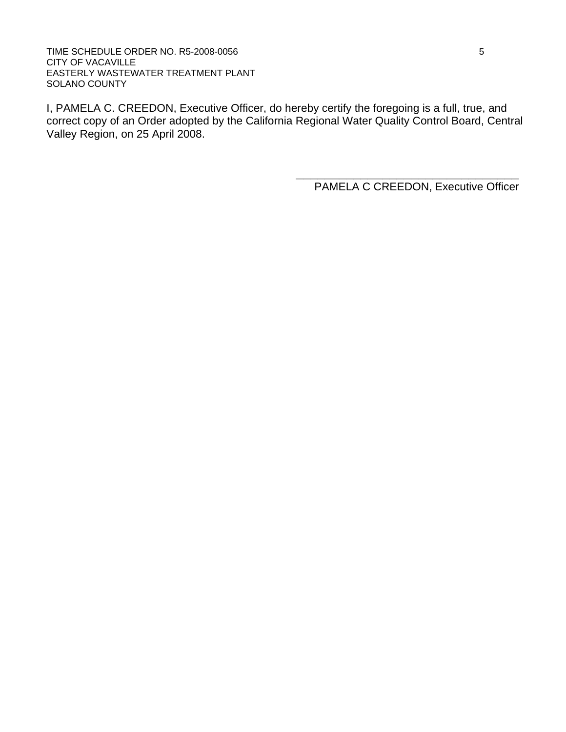I, PAMELA C. CREEDON, Executive Officer, do hereby certify the foregoing is a full, true, and correct copy of an Order adopted by the California Regional Water Quality Control Board, Central Valley Region, on 25 April 2008.

\_\_\_\_\_\_\_\_\_\_\_\_\_\_\_\_\_\_\_\_\_\_\_\_\_\_\_\_\_\_\_\_\_\_\_\_\_\_

PAMELA C CREEDON, Executive Officer